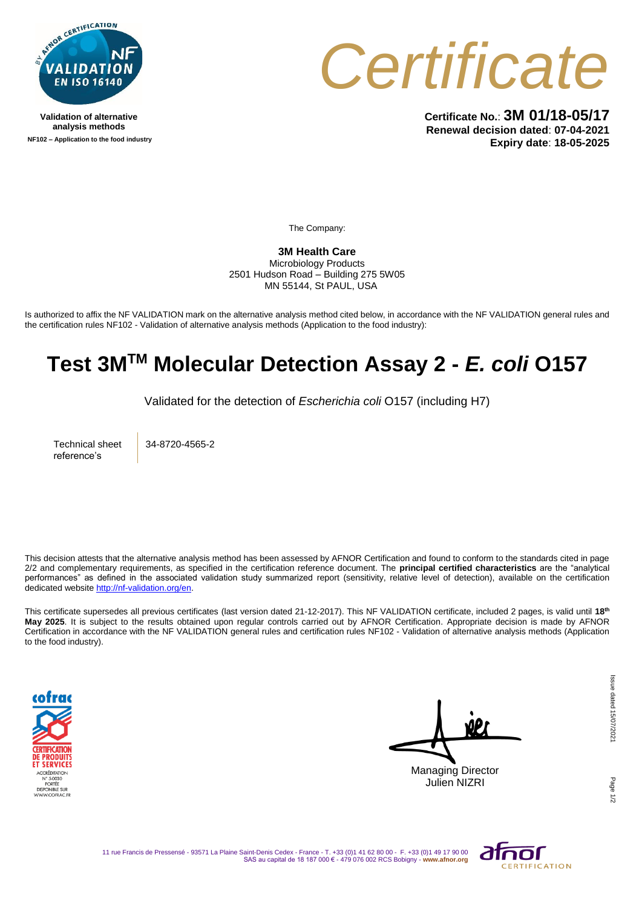Validation of alternative analysis methods

NF102 – Application to the food industry

# Certificate

**Certificate No.**: **3M 01/18-05/17**
**Renewal decision dated**: **07-04-2021**
**Expiry date**: **18-05-2025**

The Company:

**3M Health Care**
Microbiology Products
2501 Hudson Road – Building 275 5W05
MN 55144, St PAUL, USA

Is authorized to affix the NF VALIDATION mark on the alternative analysis method cited below, in accordance with the NF VALIDATION general rules and the certification rules NF102 - Validation of alternative analysis methods (Application to the food industry):

# Test 3M[TM] Molecular Detection Assay 2 - *E. coli* O157

Validated for the detection of *Escherichia coli* O157 (including H7)

| Technical sheet reference's | 34-8720-4565-2 |
| --- | --- |

This decision attests that the alternative analysis method has been assessed by AFNOR Certification and found to conform to the standards cited in page 2/2 and complementary requirements, as specified in the certification reference document. The **principal certified characteristics** are the "analytical performances" as defined in the associated validation study summarized report (sensitivity, relative level of detection), available on the certification dedicated website http://nf-validation.org/en.

This certificate supersedes all previous certificates (last version dated 21-12-2017). This NF VALIDATION certificate, included 2 pages, is valid until **18th May 2025**. It is subject to the results obtained upon regular controls carried out by AFNOR Certification. Appropriate decision is made by AFNOR Certification in accordance with the NF VALIDATION general rules and certification rules NF102 - Validation of alternative analysis methods (Application to the food industry).

Managing Director
Julien NIZRI

Issue dated 15/07/2021

11 rue Francis de Pressensé - 93571 La Plaine Saint-Denis Cedex - France - T. +33 (0)1 41 62 80 00 - F. +33 (0)1 49 17 90 00
SAS au capital de 18 187 000 € - 479 076 002 RCS Bobigny - **www.afnor.org**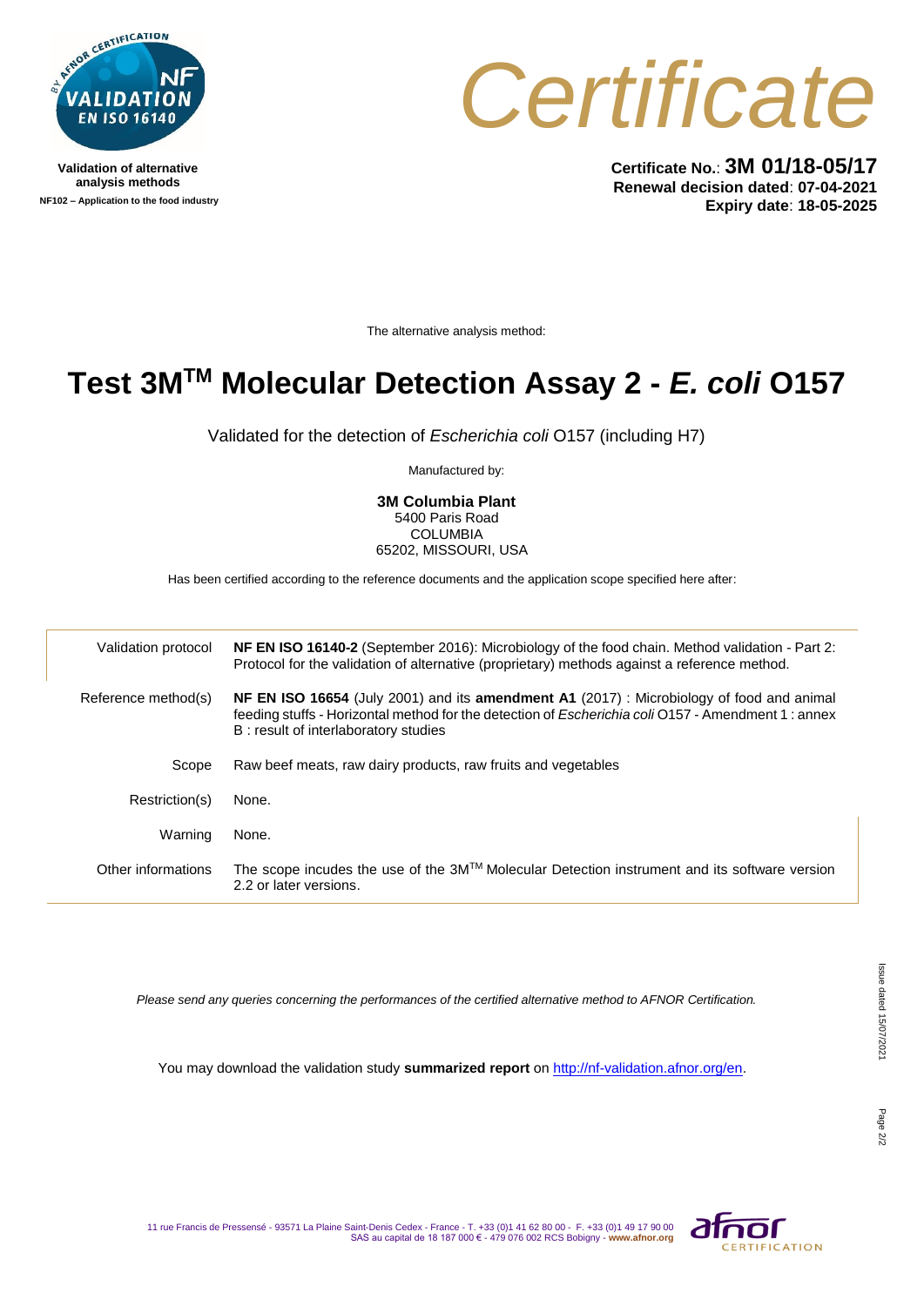Validation of alternative analysis methods

NF102 – Application to the food industry

# Certificate

**Certificate No.**: **3M 01/18-05/17**
**Renewal decision dated**: **07-04-2021**
**Expiry date**: **18-05-2025**

The alternative analysis method:

# Test 3M$^{TM}$ Molecular Detection Assay 2 - *E. coli* O157

Validated for the detection of *Escherichia coli* O157 (including H7)

Manufactured by:

**3M Columbia Plant**
5400 Paris Road
COLUMBIA
65202, MISSOURI, USA

Has been certified according to the reference documents and the application scope specified here after:

| | |
|---|---|
| Validation protocol | **NF EN ISO 16140-2** (September 2016): Microbiology of the food chain. Method validation - Part 2: Protocol for the validation of alternative (proprietary) methods against a reference method. |
| Reference method(s) | **NF EN ISO 16654** (July 2001) and its **amendment A1** (2017) : Microbiology of food and animal feeding stuffs - Horizontal method for the detection of *Escherichia coli* O157 - Amendment 1 : annex B : result of interlaboratory studies |
| Scope | Raw beef meats, raw dairy products, raw fruits and vegetables |
| Restriction(s) | None. |
| Warning | None. |
| Other informations | The scope incudes the use of the 3M$^{TM}$ Molecular Detection instrument and its software version 2.2 or later versions. |

*Please send any queries concerning the performances of the certified alternative method to AFNOR Certification.*

You may download the validation study **summarized report** on http://nf-validation.afnor.org/en.

Issue dated 15/07/2021

11 rue Francis de Pressensé - 93571 La Plaine Saint-Denis Cedex - France - T. +33 (0)1 41 62 80 00 - F. +33 (0)1 49 17 90 00
SAS au capital de 18 187 000 € - 479 076 002 RCS Bobigny - **www.afnor.org**